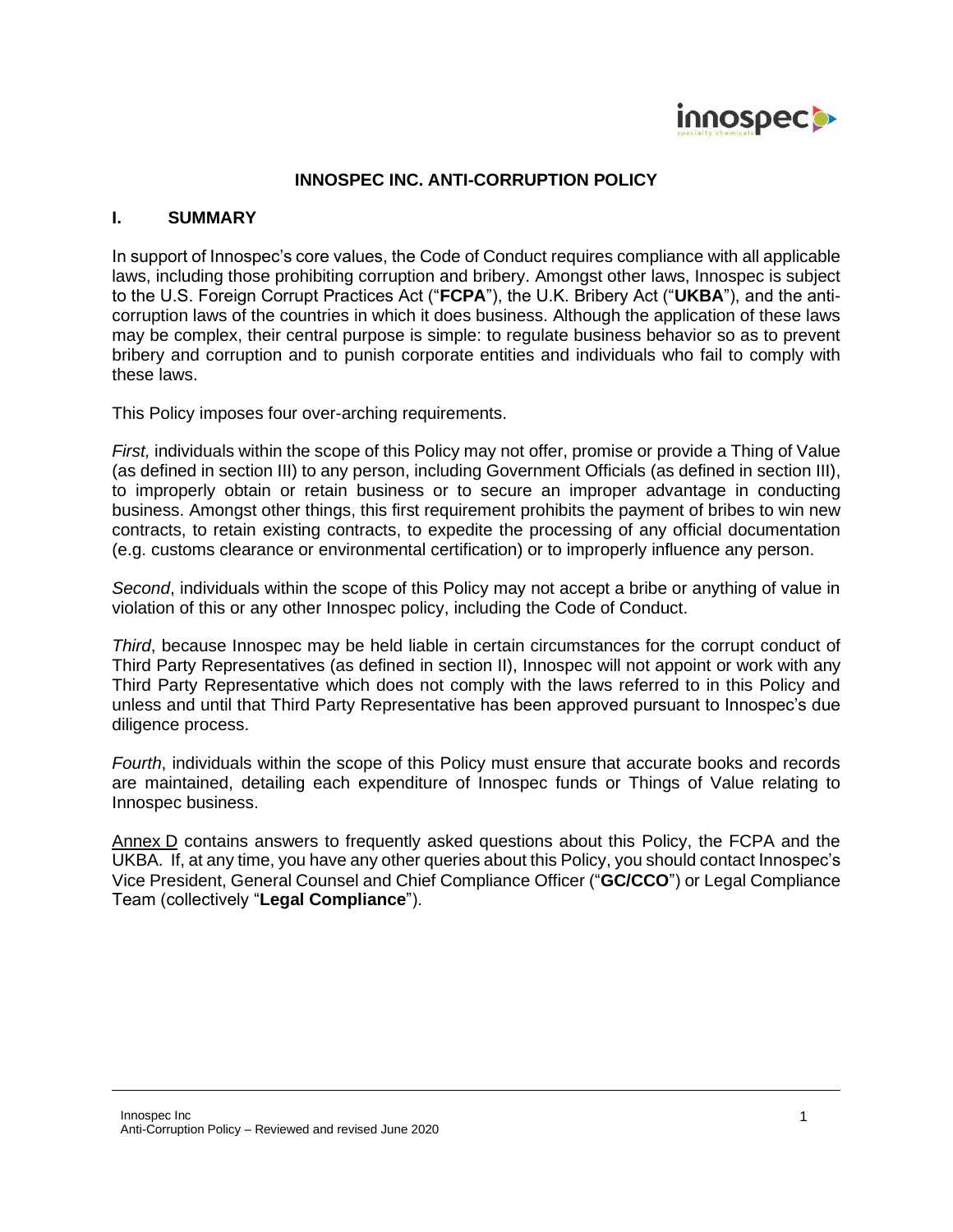# INNOSPEC INC. ANTI-CORRUPTION POLICY

## I. SUMMARY

In support of Innospec's core values, the Code of Conduct requires compliance with all applicable laws, including those prohibiting corruption and bribery. Amongst other laws, Innospec is subject to the U.S. Foreign Corrupt Practices Act ("**FCPA**"), the U.K. Bribery Act ("**UKBA**"), and the anti-corruption laws of the countries in which it does business. Although the application of these laws may be complex, their central purpose is simple: to regulate business behavior so as to prevent bribery and corruption and to punish corporate entities and individuals who fail to comply with these laws.

This Policy imposes four over-arching requirements.

*First,* individuals within the scope of this Policy may not offer, promise or provide a Thing of Value (as defined in section III) to any person, including Government Officials (as defined in section III), to improperly obtain or retain business or to secure an improper advantage in conducting business. Amongst other things, this first requirement prohibits the payment of bribes to win new contracts, to retain existing contracts, to expedite the processing of any official documentation (e.g. customs clearance or environmental certification) or to improperly influence any person.

*Second*, individuals within the scope of this Policy may not accept a bribe or anything of value in violation of this or any other Innospec policy, including the Code of Conduct.

*Third*, because Innospec may be held liable in certain circumstances for the corrupt conduct of Third Party Representatives (as defined in section II), Innospec will not appoint or work with any Third Party Representative which does not comply with the laws referred to in this Policy and unless and until that Third Party Representative has been approved pursuant to Innospec's due diligence process.

*Fourth*, individuals within the scope of this Policy must ensure that accurate books and records are maintained, detailing each expenditure of Innospec funds or Things of Value relating to Innospec business.

Annex D contains answers to frequently asked questions about this Policy, the FCPA and the UKBA. If, at any time, you have any other queries about this Policy, you should contact Innospec's Vice President, General Counsel and Chief Compliance Officer ("**GC/CCO**") or Legal Compliance Team (collectively "**Legal Compliance**").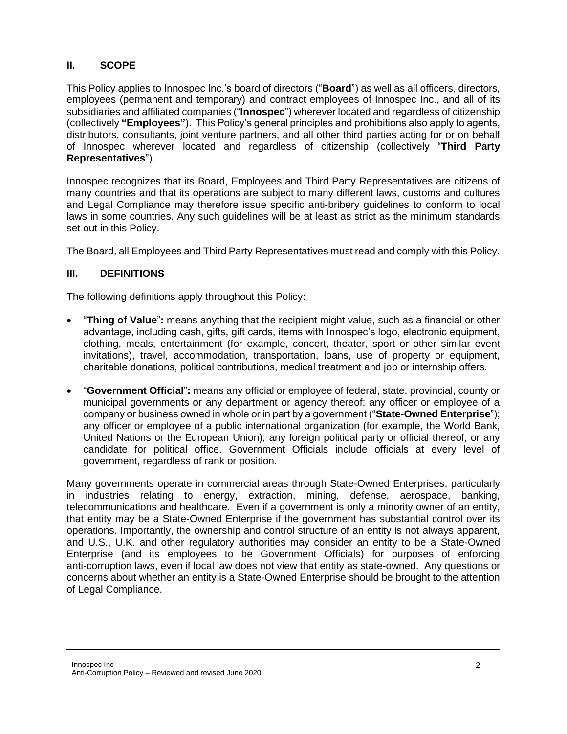## II. SCOPE

This Policy applies to Innospec Inc.'s board of directors ("**Board**") as well as all officers, directors, employees (permanent and temporary) and contract employees of Innospec Inc., and all of its subsidiaries and affiliated companies ("**Innospec**") wherever located and regardless of citizenship (collectively **"Employees"**). This Policy's general principles and prohibitions also apply to agents, distributors, consultants, joint venture partners, and all other third parties acting for or on behalf of Innospec wherever located and regardless of citizenship (collectively "**Third Party Representatives**").

Innospec recognizes that its Board, Employees and Third Party Representatives are citizens of many countries and that its operations are subject to many different laws, customs and cultures and Legal Compliance may therefore issue specific anti-bribery guidelines to conform to local laws in some countries. Any such guidelines will be at least as strict as the minimum standards set out in this Policy.

The Board, all Employees and Third Party Representatives must read and comply with this Policy.

## III. DEFINITIONS

The following definitions apply throughout this Policy:

- "**Thing of Value**"**:** means anything that the recipient might value, such as a financial or other advantage, including cash, gifts, gift cards, items with Innospec's logo, electronic equipment, clothing, meals, entertainment (for example, concert, theater, sport or other similar event invitations), travel, accommodation, transportation, loans, use of property or equipment, charitable donations, political contributions, medical treatment and job or internship offers.
- "**Government Official**"**:** means any official or employee of federal, state, provincial, county or municipal governments or any department or agency thereof; any officer or employee of a company or business owned in whole or in part by a government ("**State-Owned Enterprise**"); any officer or employee of a public international organization (for example, the World Bank, United Nations or the European Union); any foreign political party or official thereof; or any candidate for political office. Government Officials include officials at every level of government, regardless of rank or position.

Many governments operate in commercial areas through State-Owned Enterprises, particularly in industries relating to energy, extraction, mining, defense, aerospace, banking, telecommunications and healthcare. Even if a government is only a minority owner of an entity, that entity may be a State-Owned Enterprise if the government has substantial control over its operations. Importantly, the ownership and control structure of an entity is not always apparent, and U.S., U.K. and other regulatory authorities may consider an entity to be a State-Owned Enterprise (and its employees to be Government Officials) for purposes of enforcing anti-corruption laws, even if local law does not view that entity as state-owned. Any questions or concerns about whether an entity is a State-Owned Enterprise should be brought to the attention of Legal Compliance.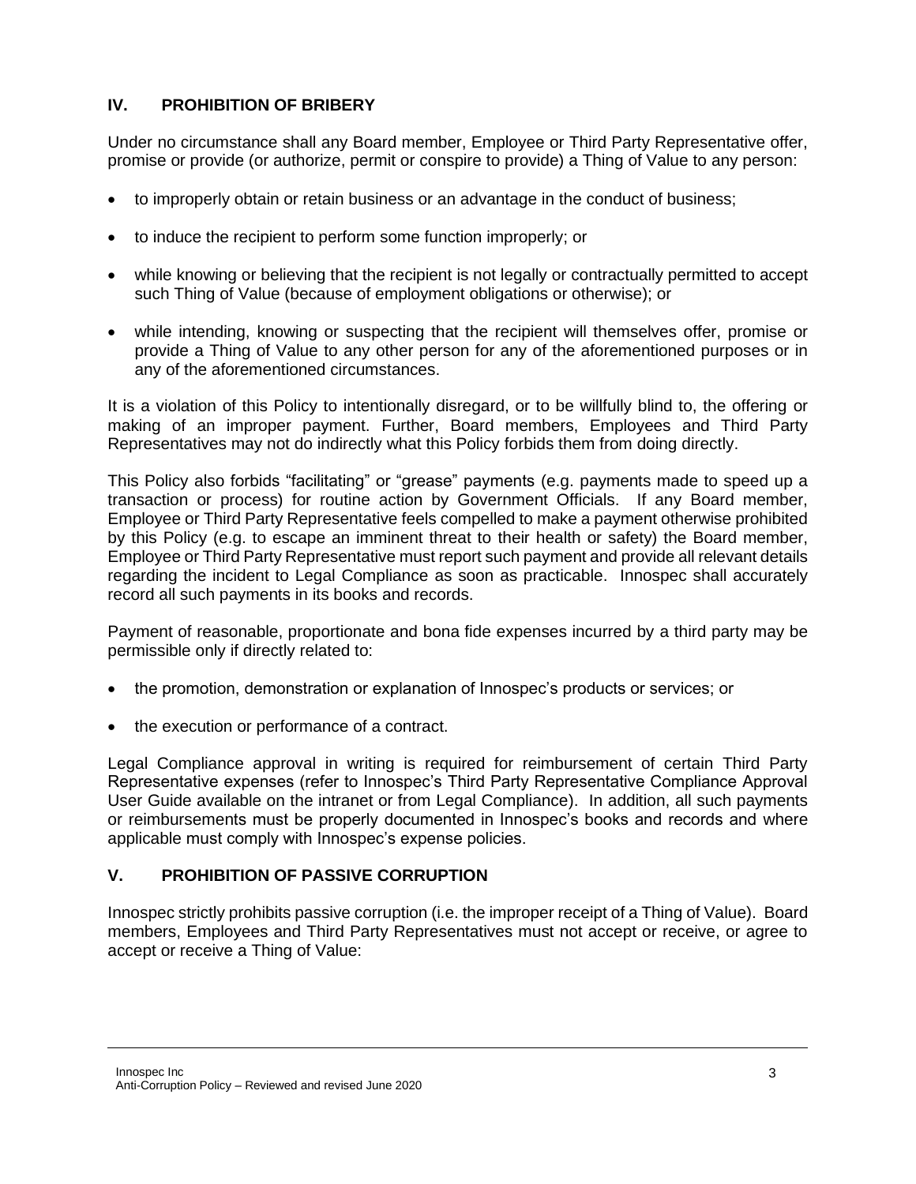## IV. PROHIBITION OF BRIBERY

Under no circumstance shall any Board member, Employee or Third Party Representative offer, promise or provide (or authorize, permit or conspire to provide) a Thing of Value to any person:

- to improperly obtain or retain business or an advantage in the conduct of business;
- to induce the recipient to perform some function improperly; or
- while knowing or believing that the recipient is not legally or contractually permitted to accept such Thing of Value (because of employment obligations or otherwise); or
- while intending, knowing or suspecting that the recipient will themselves offer, promise or provide a Thing of Value to any other person for any of the aforementioned purposes or in any of the aforementioned circumstances.

It is a violation of this Policy to intentionally disregard, or to be willfully blind to, the offering or making of an improper payment. Further, Board members, Employees and Third Party Representatives may not do indirectly what this Policy forbids them from doing directly.

This Policy also forbids "facilitating" or "grease" payments (e.g. payments made to speed up a transaction or process) for routine action by Government Officials. If any Board member, Employee or Third Party Representative feels compelled to make a payment otherwise prohibited by this Policy (e.g. to escape an imminent threat to their health or safety) the Board member, Employee or Third Party Representative must report such payment and provide all relevant details regarding the incident to Legal Compliance as soon as practicable. Innospec shall accurately record all such payments in its books and records.

Payment of reasonable, proportionate and bona fide expenses incurred by a third party may be permissible only if directly related to:

- the promotion, demonstration or explanation of Innospec's products or services; or
- the execution or performance of a contract.

Legal Compliance approval in writing is required for reimbursement of certain Third Party Representative expenses (refer to Innospec's Third Party Representative Compliance Approval User Guide available on the intranet or from Legal Compliance). In addition, all such payments or reimbursements must be properly documented in Innospec's books and records and where applicable must comply with Innospec's expense policies.

## V. PROHIBITION OF PASSIVE CORRUPTION

Innospec strictly prohibits passive corruption (i.e. the improper receipt of a Thing of Value). Board members, Employees and Third Party Representatives must not accept or receive, or agree to accept or receive a Thing of Value: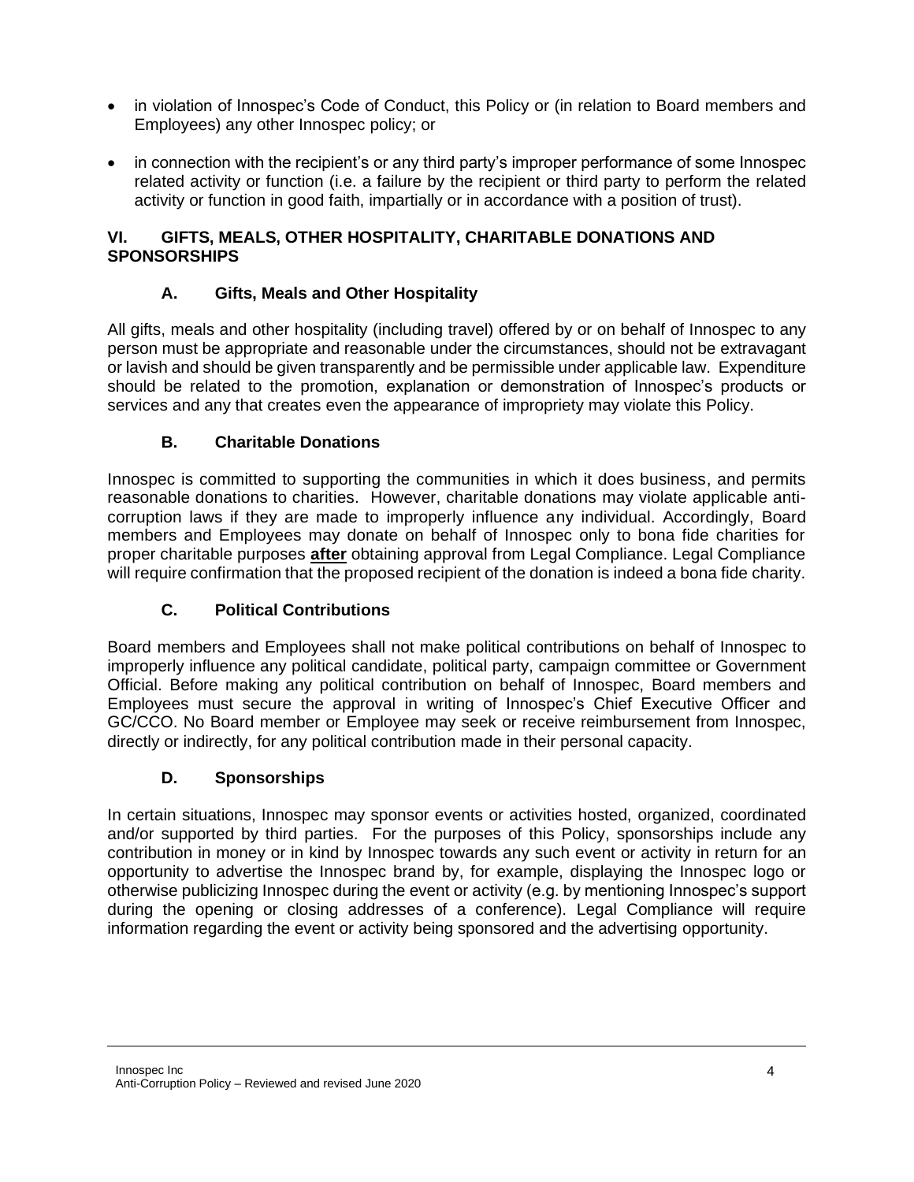- in violation of Innospec's Code of Conduct, this Policy or (in relation to Board members and Employees) any other Innospec policy; or
- in connection with the recipient's or any third party's improper performance of some Innospec related activity or function (i.e. a failure by the recipient or third party to perform the related activity or function in good faith, impartially or in accordance with a position of trust).

## VI. GIFTS, MEALS, OTHER HOSPITALITY, CHARITABLE DONATIONS AND SPONSORSHIPS

### A. Gifts, Meals and Other Hospitality

All gifts, meals and other hospitality (including travel) offered by or on behalf of Innospec to any person must be appropriate and reasonable under the circumstances, should not be extravagant or lavish and should be given transparently and be permissible under applicable law. Expenditure should be related to the promotion, explanation or demonstration of Innospec's products or services and any that creates even the appearance of impropriety may violate this Policy.

### B. Charitable Donations

Innospec is committed to supporting the communities in which it does business, and permits reasonable donations to charities. However, charitable donations may violate applicable anti-corruption laws if they are made to improperly influence any individual. Accordingly, Board members and Employees may donate on behalf of Innospec only to bona fide charities for proper charitable purposes **after** obtaining approval from Legal Compliance. Legal Compliance will require confirmation that the proposed recipient of the donation is indeed a bona fide charity.

### C. Political Contributions

Board members and Employees shall not make political contributions on behalf of Innospec to improperly influence any political candidate, political party, campaign committee or Government Official. Before making any political contribution on behalf of Innospec, Board members and Employees must secure the approval in writing of Innospec's Chief Executive Officer and GC/CCO. No Board member or Employee may seek or receive reimbursement from Innospec, directly or indirectly, for any political contribution made in their personal capacity.

### D. Sponsorships

In certain situations, Innospec may sponsor events or activities hosted, organized, coordinated and/or supported by third parties. For the purposes of this Policy, sponsorships include any contribution in money or in kind by Innospec towards any such event or activity in return for an opportunity to advertise the Innospec brand by, for example, displaying the Innospec logo or otherwise publicizing Innospec during the event or activity (e.g. by mentioning Innospec's support during the opening or closing addresses of a conference). Legal Compliance will require information regarding the event or activity being sponsored and the advertising opportunity.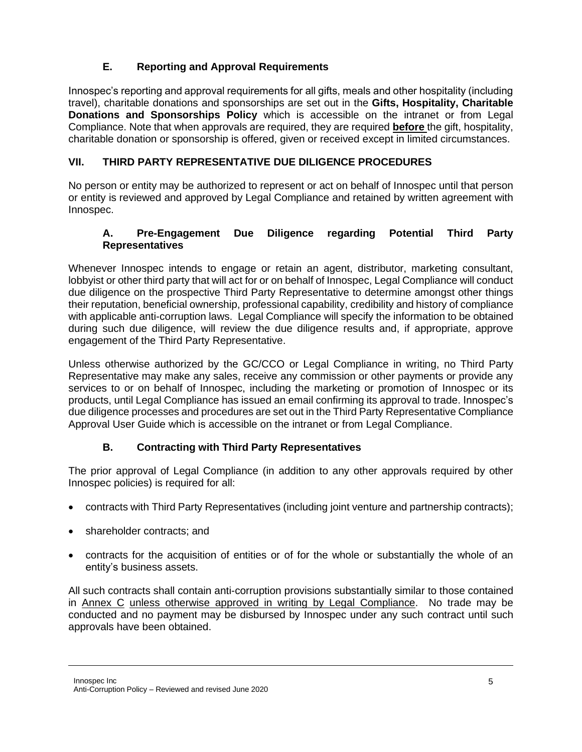### E. Reporting and Approval Requirements

Innospec's reporting and approval requirements for all gifts, meals and other hospitality (including travel), charitable donations and sponsorships are set out in the **Gifts, Hospitality, Charitable Donations and Sponsorships Policy** which is accessible on the intranet or from Legal Compliance. Note that when approvals are required, they are required **before** the gift, hospitality, charitable donation or sponsorship is offered, given or received except in limited circumstances.

## VII. THIRD PARTY REPRESENTATIVE DUE DILIGENCE PROCEDURES

No person or entity may be authorized to represent or act on behalf of Innospec until that person or entity is reviewed and approved by Legal Compliance and retained by written agreement with Innospec.

### A. Pre-Engagement Due Diligence regarding Potential Third Party Representatives

Whenever Innospec intends to engage or retain an agent, distributor, marketing consultant, lobbyist or other third party that will act for or on behalf of Innospec, Legal Compliance will conduct due diligence on the prospective Third Party Representative to determine amongst other things their reputation, beneficial ownership, professional capability, credibility and history of compliance with applicable anti-corruption laws. Legal Compliance will specify the information to be obtained during such due diligence, will review the due diligence results and, if appropriate, approve engagement of the Third Party Representative.

Unless otherwise authorized by the GC/CCO or Legal Compliance in writing, no Third Party Representative may make any sales, receive any commission or other payments or provide any services to or on behalf of Innospec, including the marketing or promotion of Innospec or its products, until Legal Compliance has issued an email confirming its approval to trade. Innospec's due diligence processes and procedures are set out in the Third Party Representative Compliance Approval User Guide which is accessible on the intranet or from Legal Compliance.

### B. Contracting with Third Party Representatives

The prior approval of Legal Compliance (in addition to any other approvals required by other Innospec policies) is required for all:

- contracts with Third Party Representatives (including joint venture and partnership contracts);
- shareholder contracts; and
- contracts for the acquisition of entities or of for the whole or substantially the whole of an entity's business assets.

All such contracts shall contain anti-corruption provisions substantially similar to those contained in Annex C unless otherwise approved in writing by Legal Compliance. No trade may be conducted and no payment may be disbursed by Innospec under any such contract until such approvals have been obtained.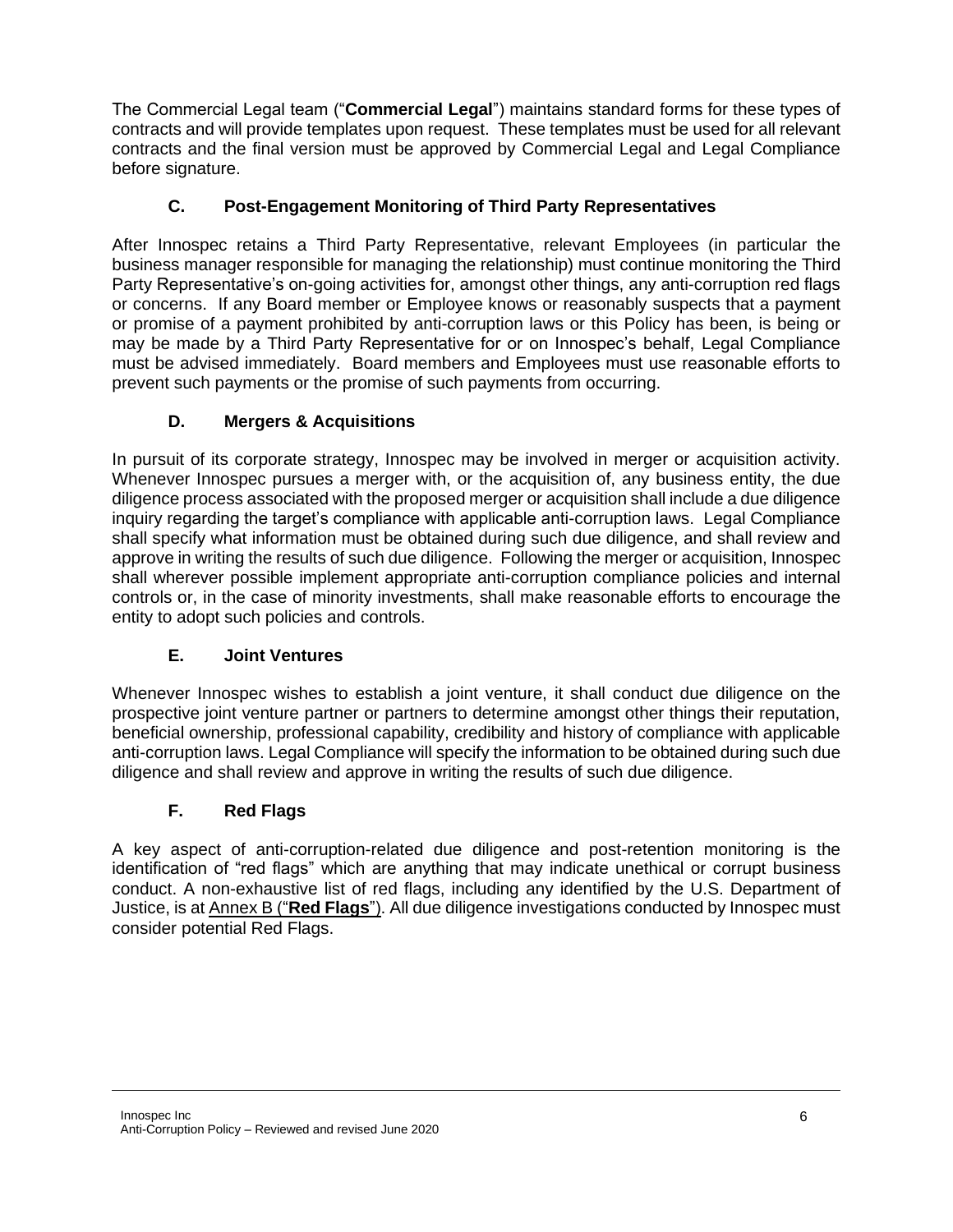The Commercial Legal team ("**Commercial Legal**") maintains standard forms for these types of contracts and will provide templates upon request. These templates must be used for all relevant contracts and the final version must be approved by Commercial Legal and Legal Compliance before signature.

### C. Post-Engagement Monitoring of Third Party Representatives

After Innospec retains a Third Party Representative, relevant Employees (in particular the business manager responsible for managing the relationship) must continue monitoring the Third Party Representative's on-going activities for, amongst other things, any anti-corruption red flags or concerns. If any Board member or Employee knows or reasonably suspects that a payment or promise of a payment prohibited by anti-corruption laws or this Policy has been, is being or may be made by a Third Party Representative for or on Innospec's behalf, Legal Compliance must be advised immediately. Board members and Employees must use reasonable efforts to prevent such payments or the promise of such payments from occurring.

### D. Mergers & Acquisitions

In pursuit of its corporate strategy, Innospec may be involved in merger or acquisition activity. Whenever Innospec pursues a merger with, or the acquisition of, any business entity, the due diligence process associated with the proposed merger or acquisition shall include a due diligence inquiry regarding the target's compliance with applicable anti-corruption laws. Legal Compliance shall specify what information must be obtained during such due diligence, and shall review and approve in writing the results of such due diligence. Following the merger or acquisition, Innospec shall wherever possible implement appropriate anti-corruption compliance policies and internal controls or, in the case of minority investments, shall make reasonable efforts to encourage the entity to adopt such policies and controls.

### E. Joint Ventures

Whenever Innospec wishes to establish a joint venture, it shall conduct due diligence on the prospective joint venture partner or partners to determine amongst other things their reputation, beneficial ownership, professional capability, credibility and history of compliance with applicable anti-corruption laws. Legal Compliance will specify the information to be obtained during such due diligence and shall review and approve in writing the results of such due diligence.

### F. Red Flags

A key aspect of anti-corruption-related due diligence and post-retention monitoring is the identification of "red flags" which are anything that may indicate unethical or corrupt business conduct. A non-exhaustive list of red flags, including any identified by the U.S. Department of Justice, is at Annex B ("**Red Flags**"). All due diligence investigations conducted by Innospec must consider potential Red Flags.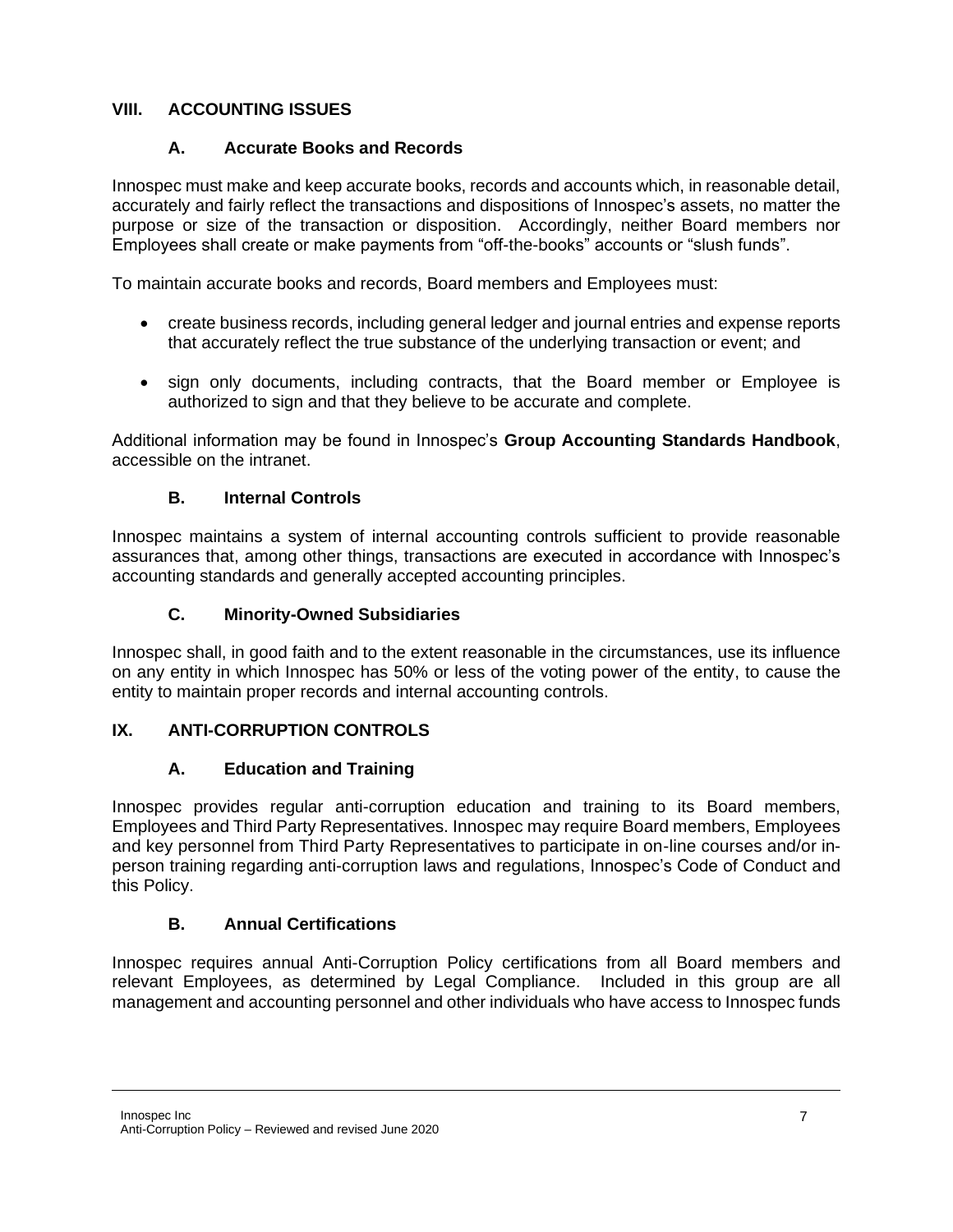## VIII. ACCOUNTING ISSUES

### A. Accurate Books and Records

Innospec must make and keep accurate books, records and accounts which, in reasonable detail, accurately and fairly reflect the transactions and dispositions of Innospec's assets, no matter the purpose or size of the transaction or disposition. Accordingly, neither Board members nor Employees shall create or make payments from "off-the-books" accounts or "slush funds".

To maintain accurate books and records, Board members and Employees must:

- create business records, including general ledger and journal entries and expense reports that accurately reflect the true substance of the underlying transaction or event; and
- sign only documents, including contracts, that the Board member or Employee is authorized to sign and that they believe to be accurate and complete.

Additional information may be found in Innospec's **Group Accounting Standards Handbook**, accessible on the intranet.

### B. Internal Controls

Innospec maintains a system of internal accounting controls sufficient to provide reasonable assurances that, among other things, transactions are executed in accordance with Innospec's accounting standards and generally accepted accounting principles.

### C. Minority-Owned Subsidiaries

Innospec shall, in good faith and to the extent reasonable in the circumstances, use its influence on any entity in which Innospec has 50% or less of the voting power of the entity, to cause the entity to maintain proper records and internal accounting controls.

## IX. ANTI-CORRUPTION CONTROLS

### A. Education and Training

Innospec provides regular anti-corruption education and training to its Board members, Employees and Third Party Representatives. Innospec may require Board members, Employees and key personnel from Third Party Representatives to participate in on-line courses and/or in-person training regarding anti-corruption laws and regulations, Innospec's Code of Conduct and this Policy.

### B. Annual Certifications

Innospec requires annual Anti-Corruption Policy certifications from all Board members and relevant Employees, as determined by Legal Compliance. Included in this group are all management and accounting personnel and other individuals who have access to Innospec funds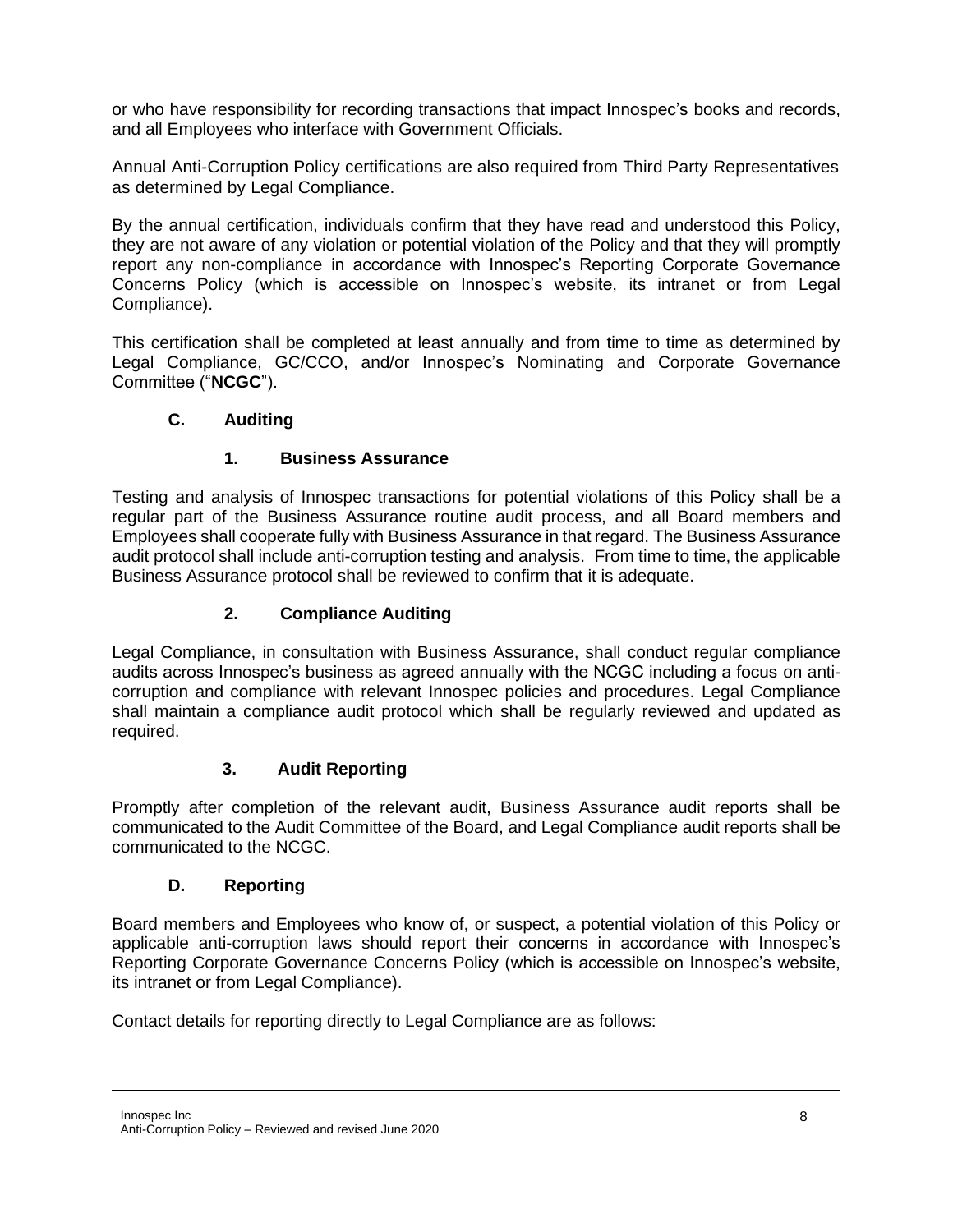or who have responsibility for recording transactions that impact Innospec's books and records, and all Employees who interface with Government Officials.

Annual Anti-Corruption Policy certifications are also required from Third Party Representatives as determined by Legal Compliance.

By the annual certification, individuals confirm that they have read and understood this Policy, they are not aware of any violation or potential violation of the Policy and that they will promptly report any non-compliance in accordance with Innospec's Reporting Corporate Governance Concerns Policy (which is accessible on Innospec's website, its intranet or from Legal Compliance).

This certification shall be completed at least annually and from time to time as determined by Legal Compliance, GC/CCO, and/or Innospec's Nominating and Corporate Governance Committee ("**NCGC**").

### C. Auditing

#### 1. Business Assurance

Testing and analysis of Innospec transactions for potential violations of this Policy shall be a regular part of the Business Assurance routine audit process, and all Board members and Employees shall cooperate fully with Business Assurance in that regard. The Business Assurance audit protocol shall include anti-corruption testing and analysis. From time to time, the applicable Business Assurance protocol shall be reviewed to confirm that it is adequate.

#### 2. Compliance Auditing

Legal Compliance, in consultation with Business Assurance, shall conduct regular compliance audits across Innospec's business as agreed annually with the NCGC including a focus on anti-corruption and compliance with relevant Innospec policies and procedures. Legal Compliance shall maintain a compliance audit protocol which shall be regularly reviewed and updated as required.

#### 3. Audit Reporting

Promptly after completion of the relevant audit, Business Assurance audit reports shall be communicated to the Audit Committee of the Board, and Legal Compliance audit reports shall be communicated to the NCGC.

### D. Reporting

Board members and Employees who know of, or suspect, a potential violation of this Policy or applicable anti-corruption laws should report their concerns in accordance with Innospec's Reporting Corporate Governance Concerns Policy (which is accessible on Innospec's website, its intranet or from Legal Compliance).

Contact details for reporting directly to Legal Compliance are as follows: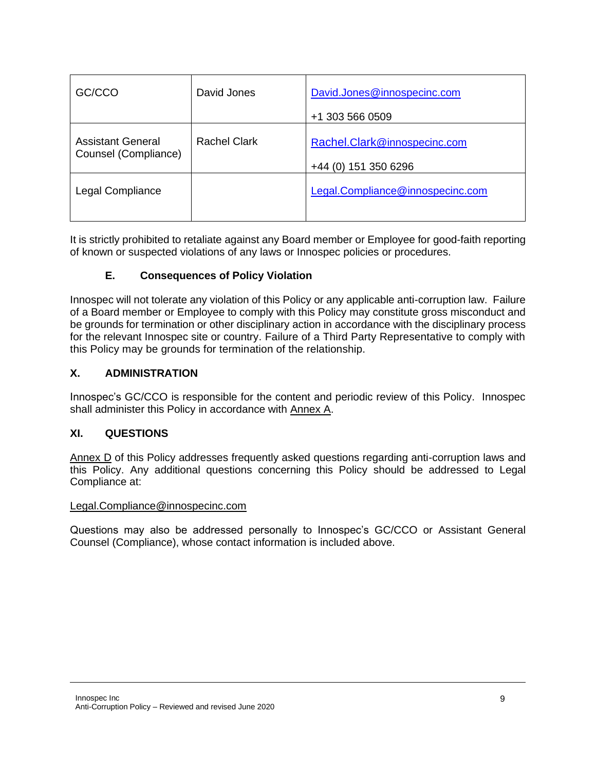| GC/CCO | David Jones | David.Jones@innospecinc.com<br><br>+1 303 566 0509 |
|---|---|---|
| Assistant General Counsel (Compliance) | Rachel Clark | Rachel.Clark@innospecinc.com<br><br>+44 (0) 151 350 6296 |
| Legal Compliance | | Legal.Compliance@innospecinc.com |

It is strictly prohibited to retaliate against any Board member or Employee for good-faith reporting of known or suspected violations of any laws or Innospec policies or procedures.

### E. Consequences of Policy Violation

Innospec will not tolerate any violation of this Policy or any applicable anti-corruption law. Failure of a Board member or Employee to comply with this Policy may constitute gross misconduct and be grounds for termination or other disciplinary action in accordance with the disciplinary process for the relevant Innospec site or country. Failure of a Third Party Representative to comply with this Policy may be grounds for termination of the relationship.

## X. ADMINISTRATION

Innospec's GC/CCO is responsible for the content and periodic review of this Policy. Innospec shall administer this Policy in accordance with Annex A.

## XI. QUESTIONS

Annex D of this Policy addresses frequently asked questions regarding anti-corruption laws and this Policy. Any additional questions concerning this Policy should be addressed to Legal Compliance at:

Legal.Compliance@innospecinc.com

Questions may also be addressed personally to Innospec's GC/CCO or Assistant General Counsel (Compliance), whose contact information is included above.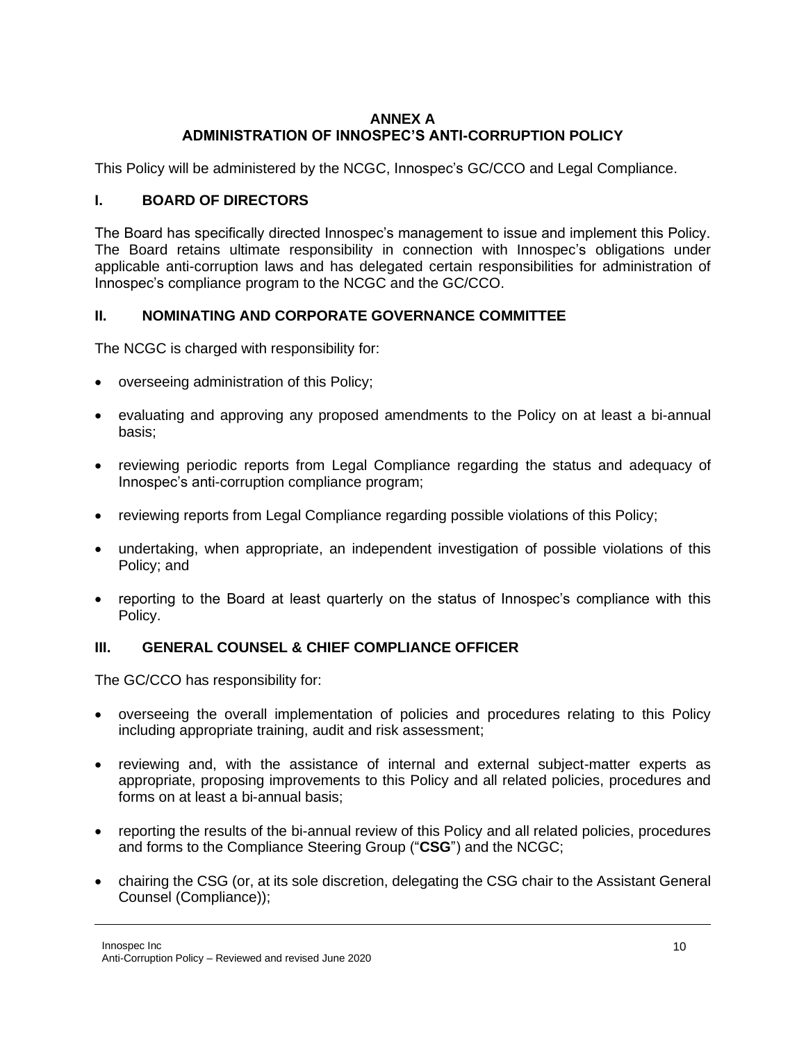# ANNEX A
# ADMINISTRATION OF INNOSPEC'S ANTI-CORRUPTION POLICY

This Policy will be administered by the NCGC, Innospec's GC/CCO and Legal Compliance.

## I. BOARD OF DIRECTORS

The Board has specifically directed Innospec's management to issue and implement this Policy. The Board retains ultimate responsibility in connection with Innospec's obligations under applicable anti-corruption laws and has delegated certain responsibilities for administration of Innospec's compliance program to the NCGC and the GC/CCO.

## II. NOMINATING AND CORPORATE GOVERNANCE COMMITTEE

The NCGC is charged with responsibility for:

- overseeing administration of this Policy;
- evaluating and approving any proposed amendments to the Policy on at least a bi-annual basis;
- reviewing periodic reports from Legal Compliance regarding the status and adequacy of Innospec's anti-corruption compliance program;
- reviewing reports from Legal Compliance regarding possible violations of this Policy;
- undertaking, when appropriate, an independent investigation of possible violations of this Policy; and
- reporting to the Board at least quarterly on the status of Innospec's compliance with this Policy.

## III. GENERAL COUNSEL & CHIEF COMPLIANCE OFFICER

The GC/CCO has responsibility for:

- overseeing the overall implementation of policies and procedures relating to this Policy including appropriate training, audit and risk assessment;
- reviewing and, with the assistance of internal and external subject-matter experts as appropriate, proposing improvements to this Policy and all related policies, procedures and forms on at least a bi-annual basis;
- reporting the results of the bi-annual review of this Policy and all related policies, procedures and forms to the Compliance Steering Group ("**CSG**") and the NCGC;
- chairing the CSG (or, at its sole discretion, delegating the CSG chair to the Assistant General Counsel (Compliance));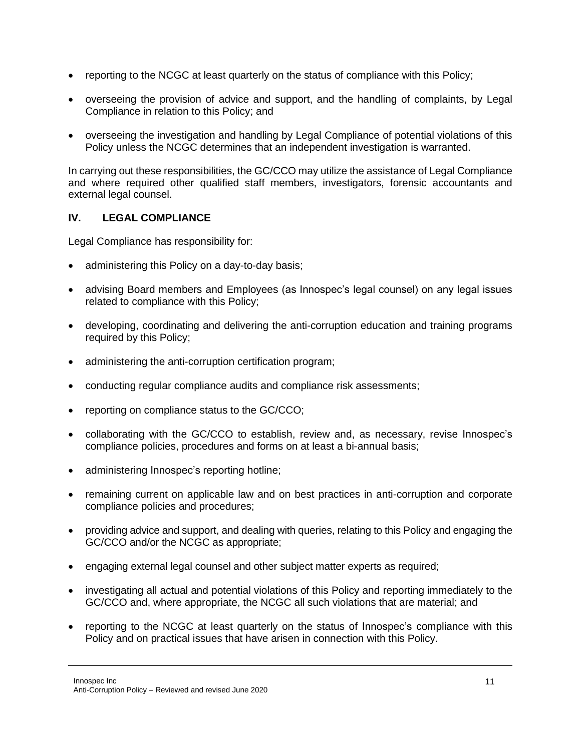- reporting to the NCGC at least quarterly on the status of compliance with this Policy;
- overseeing the provision of advice and support, and the handling of complaints, by Legal Compliance in relation to this Policy; and
- overseeing the investigation and handling by Legal Compliance of potential violations of this Policy unless the NCGC determines that an independent investigation is warranted.

In carrying out these responsibilities, the GC/CCO may utilize the assistance of Legal Compliance and where required other qualified staff members, investigators, forensic accountants and external legal counsel.

## IV. LEGAL COMPLIANCE

Legal Compliance has responsibility for:

- administering this Policy on a day-to-day basis;
- advising Board members and Employees (as Innospec's legal counsel) on any legal issues related to compliance with this Policy;
- developing, coordinating and delivering the anti-corruption education and training programs required by this Policy;
- administering the anti-corruption certification program;
- conducting regular compliance audits and compliance risk assessments;
- reporting on compliance status to the GC/CCO;
- collaborating with the GC/CCO to establish, review and, as necessary, revise Innospec's compliance policies, procedures and forms on at least a bi-annual basis;
- administering Innospec's reporting hotline;
- remaining current on applicable law and on best practices in anti-corruption and corporate compliance policies and procedures;
- providing advice and support, and dealing with queries, relating to this Policy and engaging the GC/CCO and/or the NCGC as appropriate;
- engaging external legal counsel and other subject matter experts as required;
- investigating all actual and potential violations of this Policy and reporting immediately to the GC/CCO and, where appropriate, the NCGC all such violations that are material; and
- reporting to the NCGC at least quarterly on the status of Innospec's compliance with this Policy and on practical issues that have arisen in connection with this Policy.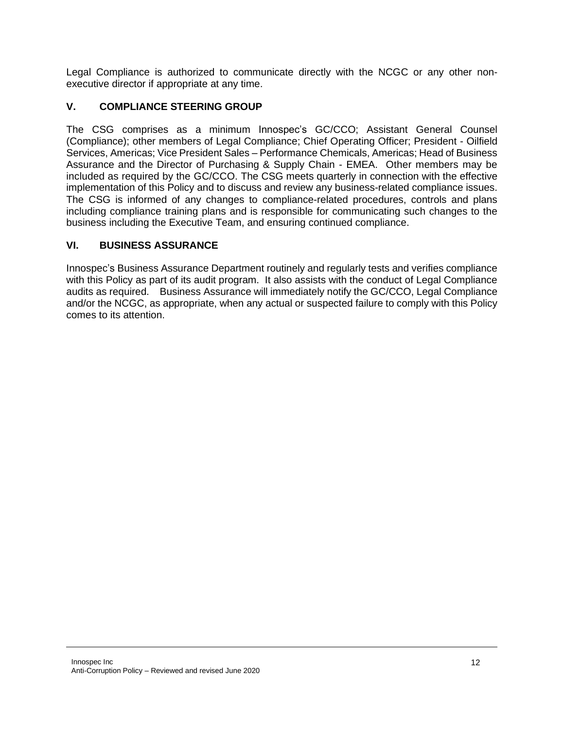Legal Compliance is authorized to communicate directly with the NCGC or any other non-executive director if appropriate at any time.

## V. COMPLIANCE STEERING GROUP

The CSG comprises as a minimum Innospec's GC/CCO; Assistant General Counsel (Compliance); other members of Legal Compliance; Chief Operating Officer; President - Oilfield Services, Americas; Vice President Sales – Performance Chemicals, Americas; Head of Business Assurance and the Director of Purchasing & Supply Chain - EMEA. Other members may be included as required by the GC/CCO. The CSG meets quarterly in connection with the effective implementation of this Policy and to discuss and review any business-related compliance issues. The CSG is informed of any changes to compliance-related procedures, controls and plans including compliance training plans and is responsible for communicating such changes to the business including the Executive Team, and ensuring continued compliance.

## VI. BUSINESS ASSURANCE

Innospec's Business Assurance Department routinely and regularly tests and verifies compliance with this Policy as part of its audit program. It also assists with the conduct of Legal Compliance audits as required. Business Assurance will immediately notify the GC/CCO, Legal Compliance and/or the NCGC, as appropriate, when any actual or suspected failure to comply with this Policy comes to its attention.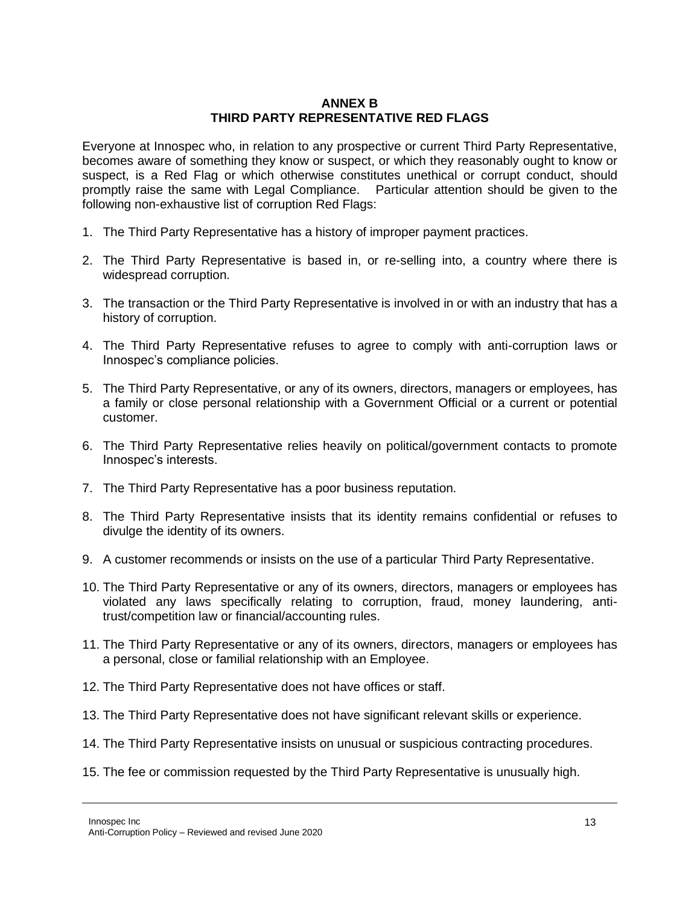## ANNEX B
## THIRD PARTY REPRESENTATIVE RED FLAGS

Everyone at Innospec who, in relation to any prospective or current Third Party Representative, becomes aware of something they know or suspect, or which they reasonably ought to know or suspect, is a Red Flag or which otherwise constitutes unethical or corrupt conduct, should promptly raise the same with Legal Compliance. Particular attention should be given to the following non-exhaustive list of corruption Red Flags:

1. The Third Party Representative has a history of improper payment practices.
2. The Third Party Representative is based in, or re-selling into, a country where there is widespread corruption.
3. The transaction or the Third Party Representative is involved in or with an industry that has a history of corruption.
4. The Third Party Representative refuses to agree to comply with anti-corruption laws or Innospec's compliance policies.
5. The Third Party Representative, or any of its owners, directors, managers or employees, has a family or close personal relationship with a Government Official or a current or potential customer.
6. The Third Party Representative relies heavily on political/government contacts to promote Innospec's interests.
7. The Third Party Representative has a poor business reputation.
8. The Third Party Representative insists that its identity remains confidential or refuses to divulge the identity of its owners.
9. A customer recommends or insists on the use of a particular Third Party Representative.
10. The Third Party Representative or any of its owners, directors, managers or employees has violated any laws specifically relating to corruption, fraud, money laundering, anti-trust/competition law or financial/accounting rules.
11. The Third Party Representative or any of its owners, directors, managers or employees has a personal, close or familial relationship with an Employee.
12. The Third Party Representative does not have offices or staff.
13. The Third Party Representative does not have significant relevant skills or experience.
14. The Third Party Representative insists on unusual or suspicious contracting procedures.
15. The fee or commission requested by the Third Party Representative is unusually high.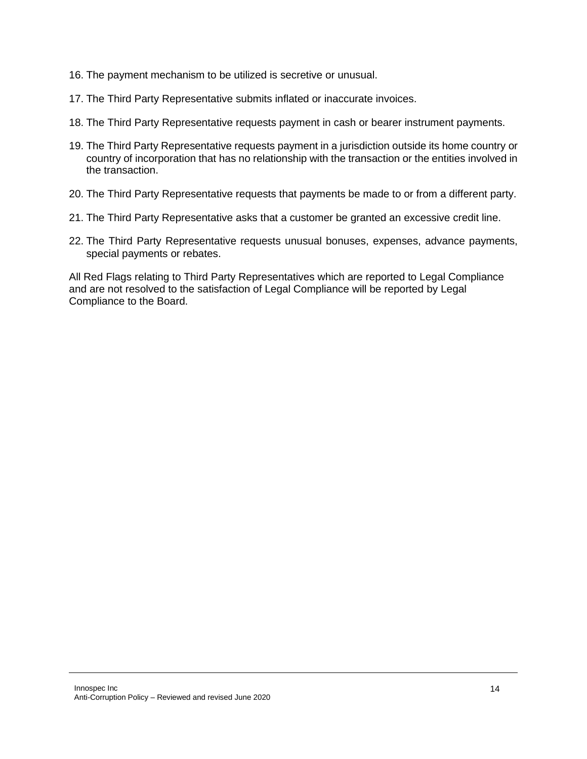16. The payment mechanism to be utilized is secretive or unusual.
17. The Third Party Representative submits inflated or inaccurate invoices.
18. The Third Party Representative requests payment in cash or bearer instrument payments.
19. The Third Party Representative requests payment in a jurisdiction outside its home country or country of incorporation that has no relationship with the transaction or the entities involved in the transaction.
20. The Third Party Representative requests that payments be made to or from a different party.
21. The Third Party Representative asks that a customer be granted an excessive credit line.
22. The Third Party Representative requests unusual bonuses, expenses, advance payments, special payments or rebates.

All Red Flags relating to Third Party Representatives which are reported to Legal Compliance and are not resolved to the satisfaction of Legal Compliance will be reported by Legal Compliance to the Board.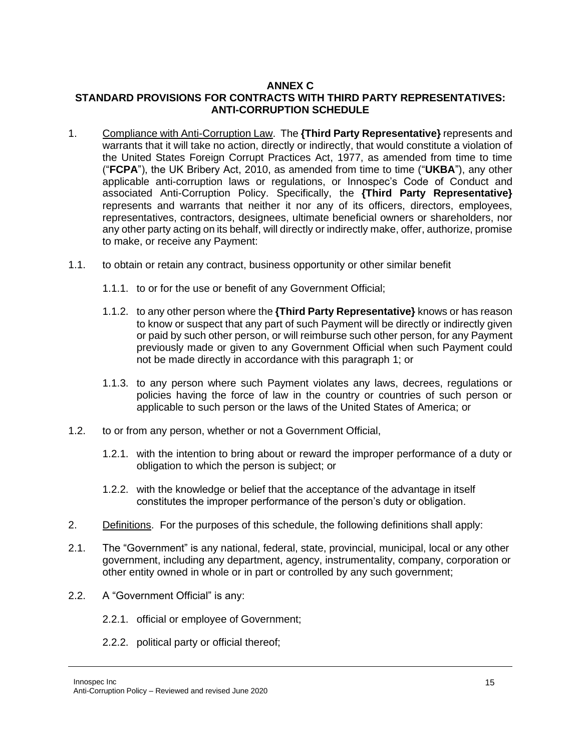**ANNEX C**

**STANDARD PROVISIONS FOR CONTRACTS WITH THIRD PARTY REPRESENTATIVES: ANTI-CORRUPTION SCHEDULE**

1. Compliance with Anti-Corruption Law. The **{Third Party Representative}** represents and warrants that it will take no action, directly or indirectly, that would constitute a violation of the United States Foreign Corrupt Practices Act, 1977, as amended from time to time ("**FCPA**"), the UK Bribery Act, 2010, as amended from time to time ("**UKBA**"), any other applicable anti-corruption laws or regulations, or Innospec's Code of Conduct and associated Anti-Corruption Policy. Specifically, the **{Third Party Representative}** represents and warrants that neither it nor any of its officers, directors, employees, representatives, contractors, designees, ultimate beneficial owners or shareholders, nor any other party acting on its behalf, will directly or indirectly make, offer, authorize, promise to make, or receive any Payment:

1.1. to obtain or retain any contract, business opportunity or other similar benefit

   1.1.1. to or for the use or benefit of any Government Official;

   1.1.2. to any other person where the **{Third Party Representative}** knows or has reason to know or suspect that any part of such Payment will be directly or indirectly given or paid by such other person, or will reimburse such other person, for any Payment previously made or given to any Government Official when such Payment could not be made directly in accordance with this paragraph 1; or

   1.1.3. to any person where such Payment violates any laws, decrees, regulations or policies having the force of law in the country or countries of such person or applicable to such person or the laws of the United States of America; or

1.2. to or from any person, whether or not a Government Official,

   1.2.1. with the intention to bring about or reward the improper performance of a duty or obligation to which the person is subject; or

   1.2.2. with the knowledge or belief that the acceptance of the advantage in itself constitutes the improper performance of the person's duty or obligation.

2. Definitions. For the purposes of this schedule, the following definitions shall apply:

2.1. The "Government" is any national, federal, state, provincial, municipal, local or any other government, including any department, agency, instrumentality, company, corporation or other entity owned in whole or in part or controlled by any such government;

2.2. A "Government Official" is any:

   2.2.1. official or employee of Government;

   2.2.2. political party or official thereof;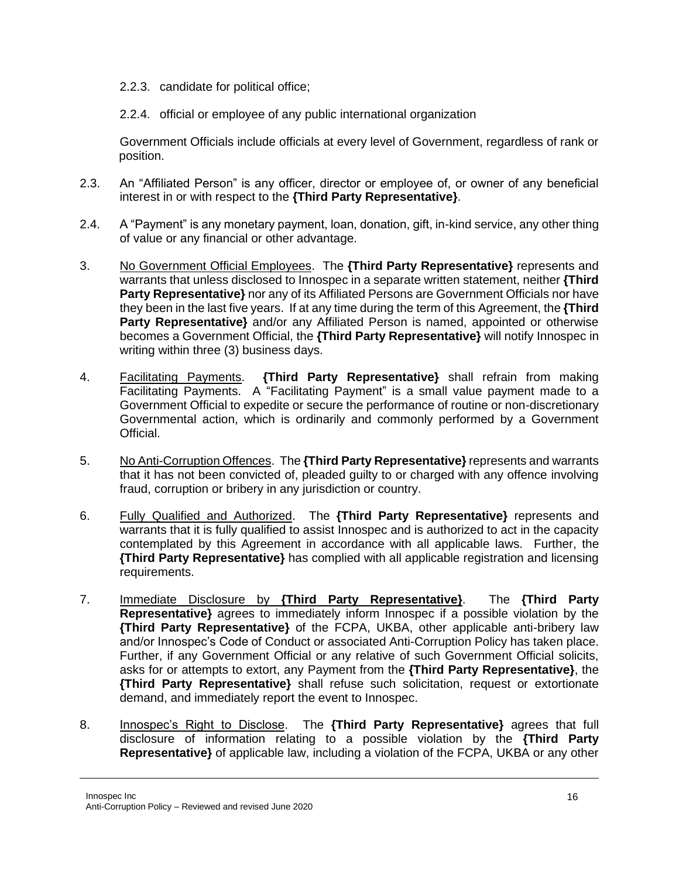2.2.3. candidate for political office;

2.2.4. official or employee of any public international organization

Government Officials include officials at every level of Government, regardless of rank or position.

2.3. An "Affiliated Person" is any officer, director or employee of, or owner of any beneficial interest in or with respect to the **{Third Party Representative}**.

2.4. A "Payment" is any monetary payment, loan, donation, gift, in-kind service, any other thing of value or any financial or other advantage.

3. No Government Official Employees. The **{Third Party Representative}** represents and warrants that unless disclosed to Innospec in a separate written statement, neither **{Third Party Representative}** nor any of its Affiliated Persons are Government Officials nor have they been in the last five years. If at any time during the term of this Agreement, the **{Third Party Representative}** and/or any Affiliated Person is named, appointed or otherwise becomes a Government Official, the **{Third Party Representative}** will notify Innospec in writing within three (3) business days.

4. Facilitating Payments. **{Third Party Representative}** shall refrain from making Facilitating Payments. A "Facilitating Payment" is a small value payment made to a Government Official to expedite or secure the performance of routine or non-discretionary Governmental action, which is ordinarily and commonly performed by a Government Official.

5. No Anti-Corruption Offences. The **{Third Party Representative}** represents and warrants that it has not been convicted of, pleaded guilty to or charged with any offence involving fraud, corruption or bribery in any jurisdiction or country.

6. Fully Qualified and Authorized. The **{Third Party Representative}** represents and warrants that it is fully qualified to assist Innospec and is authorized to act in the capacity contemplated by this Agreement in accordance with all applicable laws. Further, the **{Third Party Representative}** has complied with all applicable registration and licensing requirements.

7. Immediate Disclosure by **{Third Party Representative}**. The **{Third Party Representative}** agrees to immediately inform Innospec if a possible violation by the **{Third Party Representative}** of the FCPA, UKBA, other applicable anti-bribery law and/or Innospec's Code of Conduct or associated Anti-Corruption Policy has taken place. Further, if any Government Official or any relative of such Government Official solicits, asks for or attempts to extort, any Payment from the **{Third Party Representative}**, the **{Third Party Representative}** shall refuse such solicitation, request or extortionate demand, and immediately report the event to Innospec.

8. Innospec's Right to Disclose. The **{Third Party Representative}** agrees that full disclosure of information relating to a possible violation by the **{Third Party Representative}** of applicable law, including a violation of the FCPA, UKBA or any other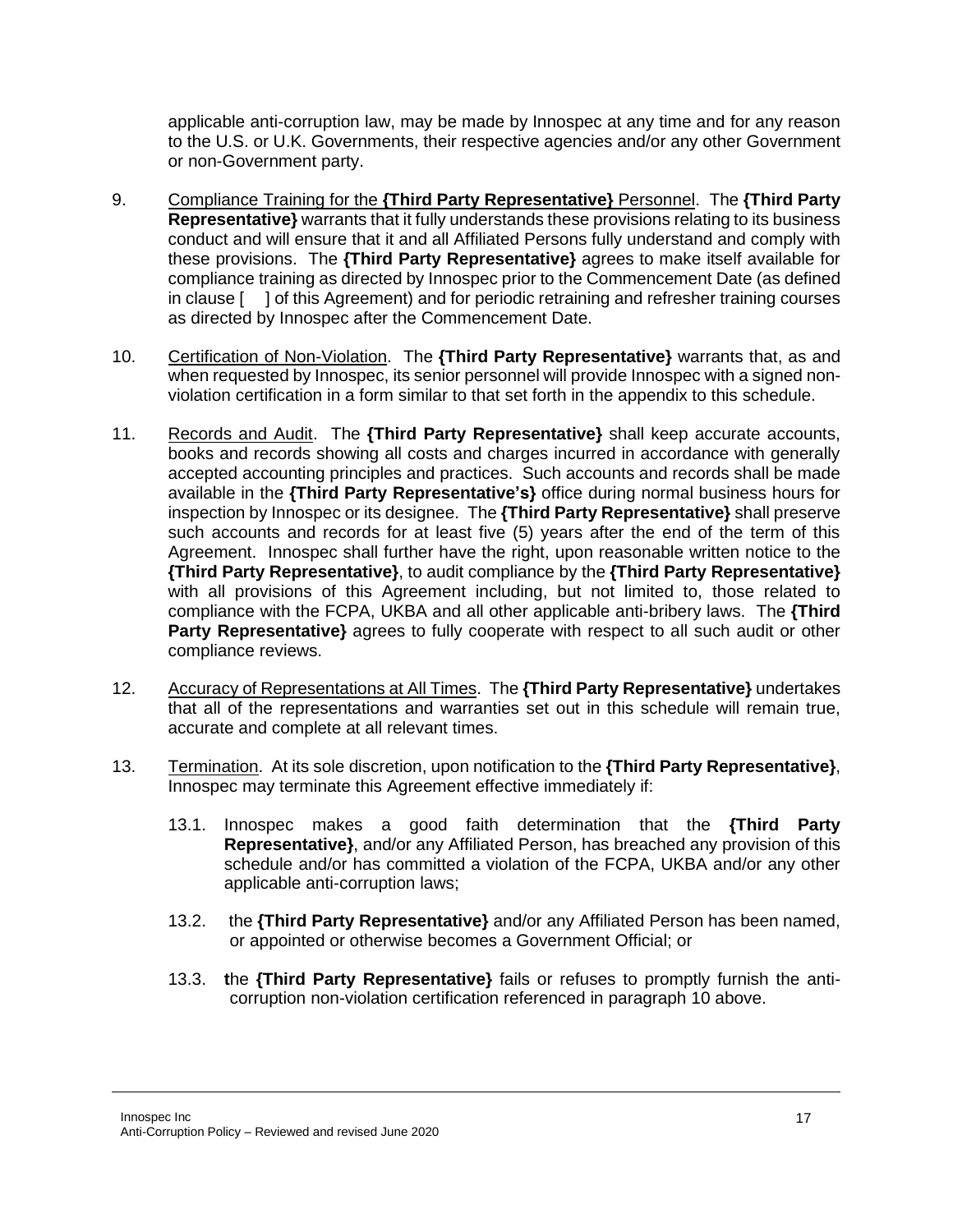applicable anti-corruption law, may be made by Innospec at any time and for any reason to the U.S. or U.K. Governments, their respective agencies and/or any other Government or non-Government party.

9. Compliance Training for the **{Third Party Representative}** Personnel. The **{Third Party Representative}** warrants that it fully understands these provisions relating to its business conduct and will ensure that it and all Affiliated Persons fully understand and comply with these provisions. The **{Third Party Representative}** agrees to make itself available for compliance training as directed by Innospec prior to the Commencement Date (as defined in clause [ ] of this Agreement) and for periodic retraining and refresher training courses as directed by Innospec after the Commencement Date.

10. Certification of Non-Violation. The **{Third Party Representative}** warrants that, as and when requested by Innospec, its senior personnel will provide Innospec with a signed non-violation certification in a form similar to that set forth in the appendix to this schedule.

11. Records and Audit. The **{Third Party Representative}** shall keep accurate accounts, books and records showing all costs and charges incurred in accordance with generally accepted accounting principles and practices. Such accounts and records shall be made available in the **{Third Party Representative's}** office during normal business hours for inspection by Innospec or its designee. The **{Third Party Representative}** shall preserve such accounts and records for at least five (5) years after the end of the term of this Agreement. Innospec shall further have the right, upon reasonable written notice to the **{Third Party Representative}**, to audit compliance by the **{Third Party Representative}** with all provisions of this Agreement including, but not limited to, those related to compliance with the FCPA, UKBA and all other applicable anti-bribery laws. The **{Third Party Representative}** agrees to fully cooperate with respect to all such audit or other compliance reviews.

12. Accuracy of Representations at All Times. The **{Third Party Representative}** undertakes that all of the representations and warranties set out in this schedule will remain true, accurate and complete at all relevant times.

13. Termination. At its sole discretion, upon notification to the **{Third Party Representative}**, Innospec may terminate this Agreement effective immediately if:

    13.1. Innospec makes a good faith determination that the **{Third Party Representative}**, and/or any Affiliated Person, has breached any provision of this schedule and/or has committed a violation of the FCPA, UKBA and/or any other applicable anti-corruption laws;

    13.2. the **{Third Party Representative}** and/or any Affiliated Person has been named, or appointed or otherwise becomes a Government Official; or

    13.3. **t**he **{Third Party Representative}** fails or refuses to promptly furnish the anti-corruption non-violation certification referenced in paragraph 10 above.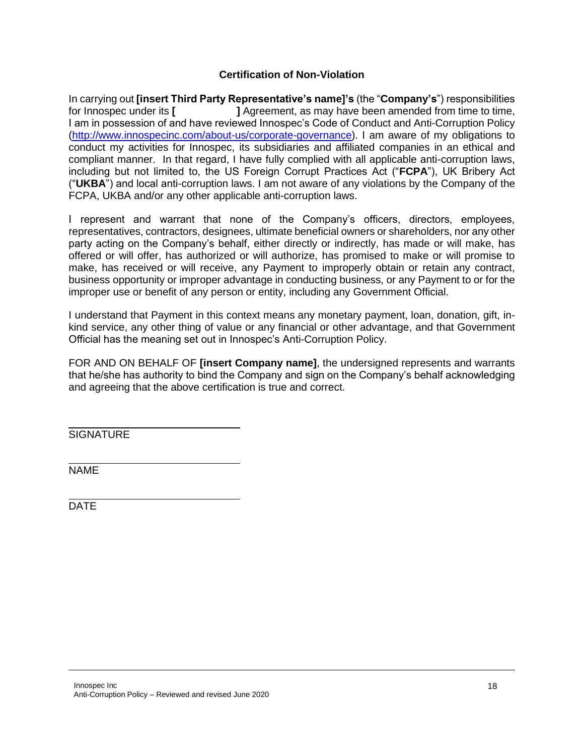**Certification of Non-Violation**

In carrying out **[insert Third Party Representative's name]'s** (the "**Company's**") responsibilities for Innospec under its **[ ]** Agreement, as may have been amended from time to time, I am in possession of and have reviewed Innospec's Code of Conduct and Anti-Corruption Policy (http://www.innospecinc.com/about-us/corporate-governance). I am aware of my obligations to conduct my activities for Innospec, its subsidiaries and affiliated companies in an ethical and compliant manner. In that regard, I have fully complied with all applicable anti-corruption laws, including but not limited to, the US Foreign Corrupt Practices Act ("**FCPA**"), UK Bribery Act ("**UKBA**") and local anti-corruption laws. I am not aware of any violations by the Company of the FCPA, UKBA and/or any other applicable anti-corruption laws.

I represent and warrant that none of the Company's officers, directors, employees, representatives, contractors, designees, ultimate beneficial owners or shareholders, nor any other party acting on the Company's behalf, either directly or indirectly, has made or will make, has offered or will offer, has authorized or will authorize, has promised to make or will promise to make, has received or will receive, any Payment to improperly obtain or retain any contract, business opportunity or improper advantage in conducting business, or any Payment to or for the improper use or benefit of any person or entity, including any Government Official.

I understand that Payment in this context means any monetary payment, loan, donation, gift, in-kind service, any other thing of value or any financial or other advantage, and that Government Official has the meaning set out in Innospec's Anti-Corruption Policy.

FOR AND ON BEHALF OF **[insert Company name]**, the undersigned represents and warrants that he/she has authority to bind the Company and sign on the Company's behalf acknowledging and agreeing that the above certification is true and correct.

\_\_\_\_\_\_\_\_\_\_\_\_\_\_\_\_\_\_\_\_\_\_\_\_\_\_\_\_\_\_
SIGNATURE

\_\_\_\_\_\_\_\_\_\_\_\_\_\_\_\_\_\_\_\_\_\_\_\_\_\_\_\_\_\_
NAME

\_\_\_\_\_\_\_\_\_\_\_\_\_\_\_\_\_\_\_\_\_\_\_\_\_\_\_\_\_\_
DATE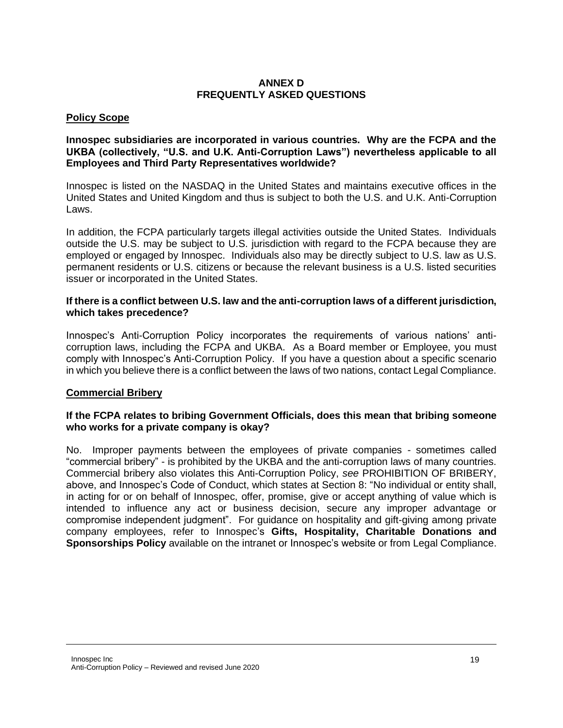# ANNEX D
# FREQUENTLY ASKED QUESTIONS

## Policy Scope

**Innospec subsidiaries are incorporated in various countries. Why are the FCPA and the UKBA (collectively, "U.S. and U.K. Anti-Corruption Laws") nevertheless applicable to all Employees and Third Party Representatives worldwide?**

Innospec is listed on the NASDAQ in the United States and maintains executive offices in the United States and United Kingdom and thus is subject to both the U.S. and U.K. Anti-Corruption Laws.

In addition, the FCPA particularly targets illegal activities outside the United States. Individuals outside the U.S. may be subject to U.S. jurisdiction with regard to the FCPA because they are employed or engaged by Innospec. Individuals also may be directly subject to U.S. law as U.S. permanent residents or U.S. citizens or because the relevant business is a U.S. listed securities issuer or incorporated in the United States.

**If there is a conflict between U.S. law and the anti-corruption laws of a different jurisdiction, which takes precedence?**

Innospec's Anti-Corruption Policy incorporates the requirements of various nations' anti-corruption laws, including the FCPA and UKBA. As a Board member or Employee, you must comply with Innospec's Anti-Corruption Policy. If you have a question about a specific scenario in which you believe there is a conflict between the laws of two nations, contact Legal Compliance.

## Commercial Bribery

**If the FCPA relates to bribing Government Officials, does this mean that bribing someone who works for a private company is okay?**

No. Improper payments between the employees of private companies - sometimes called "commercial bribery" - is prohibited by the UKBA and the anti-corruption laws of many countries. Commercial bribery also violates this Anti-Corruption Policy, *see* PROHIBITION OF BRIBERY, above, and Innospec's Code of Conduct, which states at Section 8: "No individual or entity shall, in acting for or on behalf of Innospec, offer, promise, give or accept anything of value which is intended to influence any act or business decision, secure any improper advantage or compromise independent judgment". For guidance on hospitality and gift-giving among private company employees, refer to Innospec's **Gifts, Hospitality, Charitable Donations and Sponsorships Policy** available on the intranet or Innospec's website or from Legal Compliance.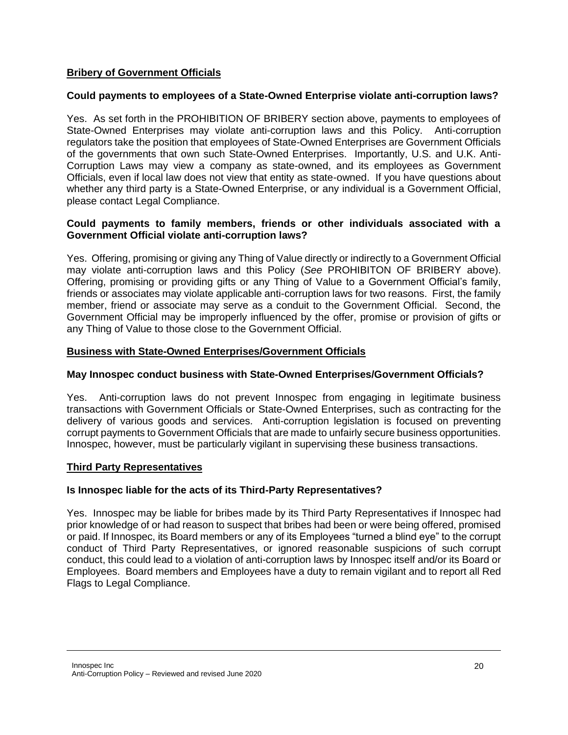## Bribery of Government Officials

**Could payments to employees of a State-Owned Enterprise violate anti-corruption laws?**

Yes. As set forth in the PROHIBITION OF BRIBERY section above, payments to employees of State-Owned Enterprises may violate anti-corruption laws and this Policy. Anti-corruption regulators take the position that employees of State-Owned Enterprises are Government Officials of the governments that own such State-Owned Enterprises. Importantly, U.S. and U.K. Anti-Corruption Laws may view a company as state-owned, and its employees as Government Officials, even if local law does not view that entity as state-owned. If you have questions about whether any third party is a State-Owned Enterprise, or any individual is a Government Official, please contact Legal Compliance.

**Could payments to family members, friends or other individuals associated with a Government Official violate anti-corruption laws?**

Yes. Offering, promising or giving any Thing of Value directly or indirectly to a Government Official may violate anti-corruption laws and this Policy (*See* PROHIBITON OF BRIBERY above). Offering, promising or providing gifts or any Thing of Value to a Government Official's family, friends or associates may violate applicable anti-corruption laws for two reasons. First, the family member, friend or associate may serve as a conduit to the Government Official. Second, the Government Official may be improperly influenced by the offer, promise or provision of gifts or any Thing of Value to those close to the Government Official.

## Business with State-Owned Enterprises/Government Officials

**May Innospec conduct business with State-Owned Enterprises/Government Officials?**

Yes. Anti-corruption laws do not prevent Innospec from engaging in legitimate business transactions with Government Officials or State-Owned Enterprises, such as contracting for the delivery of various goods and services. Anti-corruption legislation is focused on preventing corrupt payments to Government Officials that are made to unfairly secure business opportunities. Innospec, however, must be particularly vigilant in supervising these business transactions.

## Third Party Representatives

**Is Innospec liable for the acts of its Third-Party Representatives?**

Yes. Innospec may be liable for bribes made by its Third Party Representatives if Innospec had prior knowledge of or had reason to suspect that bribes had been or were being offered, promised or paid. If Innospec, its Board members or any of its Employees "turned a blind eye" to the corrupt conduct of Third Party Representatives, or ignored reasonable suspicions of such corrupt conduct, this could lead to a violation of anti-corruption laws by Innospec itself and/or its Board or Employees. Board members and Employees have a duty to remain vigilant and to report all Red Flags to Legal Compliance.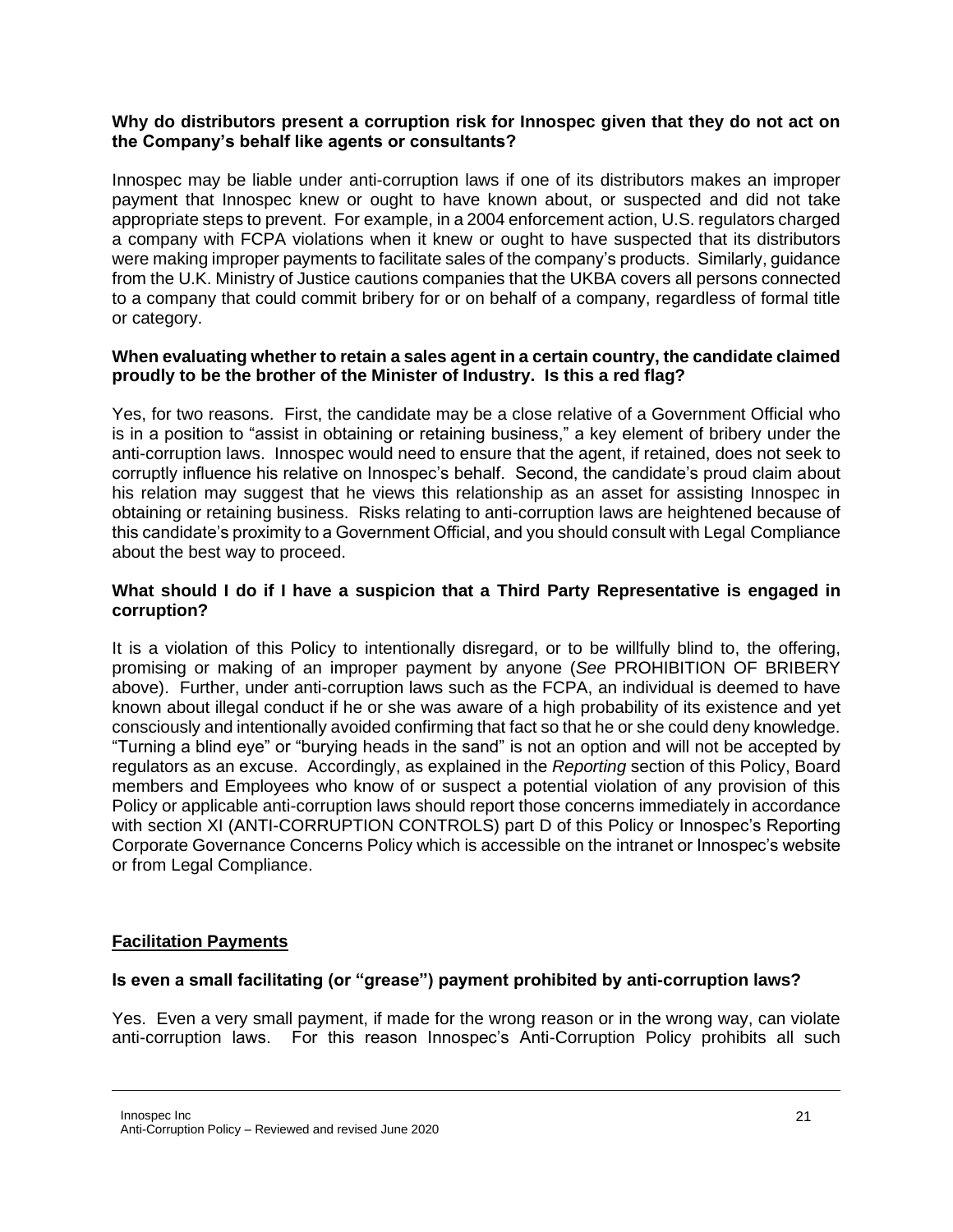**Why do distributors present a corruption risk for Innospec given that they do not act on the Company's behalf like agents or consultants?**

Innospec may be liable under anti-corruption laws if one of its distributors makes an improper payment that Innospec knew or ought to have known about, or suspected and did not take appropriate steps to prevent. For example, in a 2004 enforcement action, U.S. regulators charged a company with FCPA violations when it knew or ought to have suspected that its distributors were making improper payments to facilitate sales of the company's products. Similarly, guidance from the U.K. Ministry of Justice cautions companies that the UKBA covers all persons connected to a company that could commit bribery for or on behalf of a company, regardless of formal title or category.

**When evaluating whether to retain a sales agent in a certain country, the candidate claimed proudly to be the brother of the Minister of Industry. Is this a red flag?**

Yes, for two reasons. First, the candidate may be a close relative of a Government Official who is in a position to "assist in obtaining or retaining business," a key element of bribery under the anti-corruption laws. Innospec would need to ensure that the agent, if retained, does not seek to corruptly influence his relative on Innospec's behalf. Second, the candidate's proud claim about his relation may suggest that he views this relationship as an asset for assisting Innospec in obtaining or retaining business. Risks relating to anti-corruption laws are heightened because of this candidate's proximity to a Government Official, and you should consult with Legal Compliance about the best way to proceed.

**What should I do if I have a suspicion that a Third Party Representative is engaged in corruption?**

It is a violation of this Policy to intentionally disregard, or to be willfully blind to, the offering, promising or making of an improper payment by anyone (*See* PROHIBITION OF BRIBERY above). Further, under anti-corruption laws such as the FCPA, an individual is deemed to have known about illegal conduct if he or she was aware of a high probability of its existence and yet consciously and intentionally avoided confirming that fact so that he or she could deny knowledge. "Turning a blind eye" or "burying heads in the sand" is not an option and will not be accepted by regulators as an excuse. Accordingly, as explained in the *Reporting* section of this Policy, Board members and Employees who know of or suspect a potential violation of any provision of this Policy or applicable anti-corruption laws should report those concerns immediately in accordance with section XI (ANTI-CORRUPTION CONTROLS) part D of this Policy or Innospec's Reporting Corporate Governance Concerns Policy which is accessible on the intranet or Innospec's website or from Legal Compliance.

## Facilitation Payments

**Is even a small facilitating (or "grease") payment prohibited by anti-corruption laws?**

Yes. Even a very small payment, if made for the wrong reason or in the wrong way, can violate anti-corruption laws. For this reason Innospec's Anti-Corruption Policy prohibits all such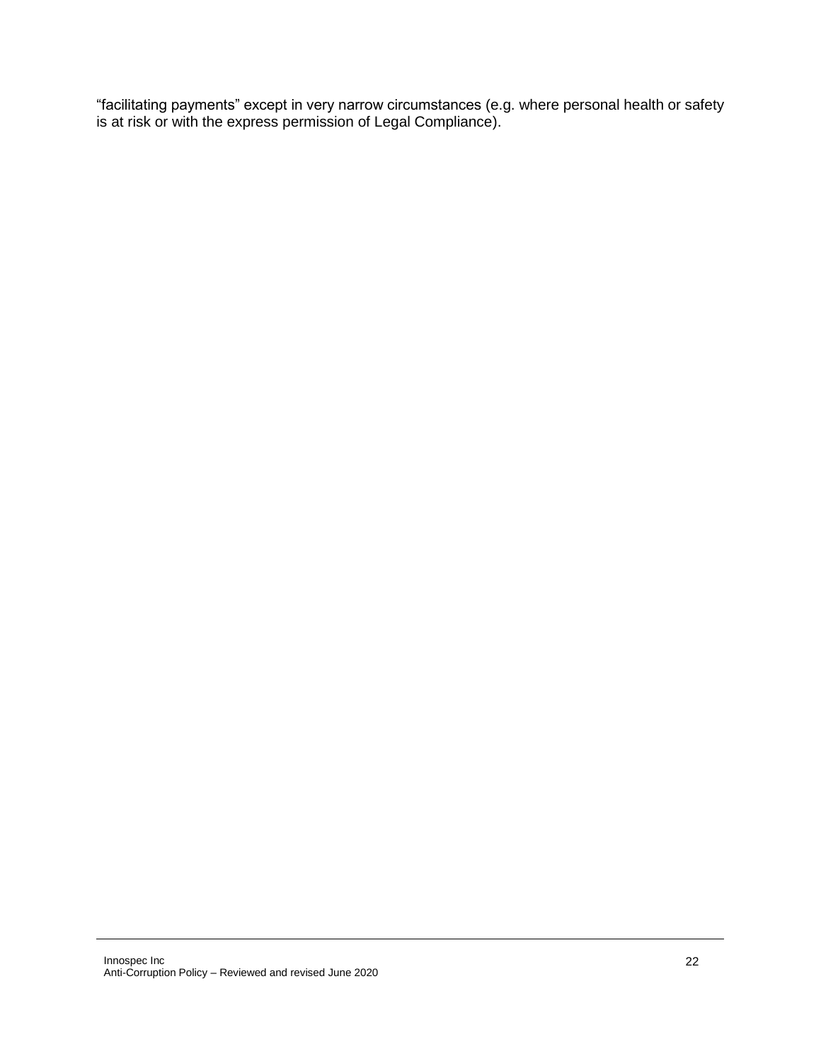"facilitating payments" except in very narrow circumstances (e.g. where personal health or safety is at risk or with the express permission of Legal Compliance).